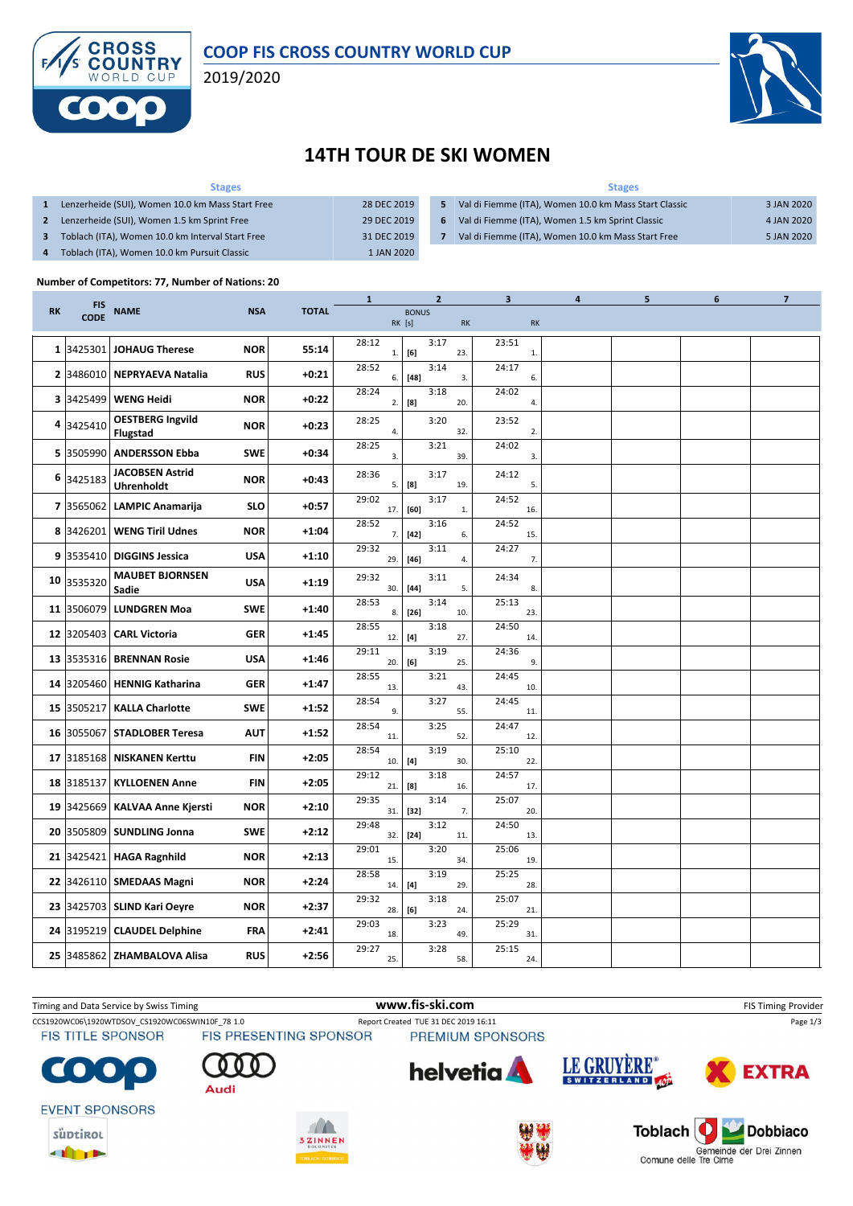# COOP FIS CROSS COUNTRY WORLD CUP

2019/2020

# 14TH TOUR DE SKI WOMEN

| | Stages | |
|---|---|---|
| 1 | Lenzerheide (SUI), Women 10.0 km Mass Start Free | 28 DEC 2019 |
| 2 | Lenzerheide (SUI), Women 1.5 km Sprint Free | 29 DEC 2019 |
| 3 | Toblach (ITA), Women 10.0 km Interval Start Free | 31 DEC 2019 |
| 4 | Toblach (ITA), Women 10.0 km Pursuit Classic | 1 JAN 2020 |
| 5 | Val di Fiemme (ITA), Women 10.0 km Mass Start Classic | 3 JAN 2020 |
| 6 | Val di Fiemme (ITA), Women 1.5 km Sprint Classic | 4 JAN 2020 |
| 7 | Val di Fiemme (ITA), Women 10.0 km Mass Start Free | 5 JAN 2020 |

**Number of Competitors: 77, Number of Nations: 20**

| RK | FIS CODE | NAME | NSA | TOTAL | 1 RK | 2 BONUS [s] RK | 3 RK | 4 | 5 | 6 | 7 |
|---|---|---|---|---|---|---|---|---|---|---|---|
| 1 | 3425301 | JOHAUG Therese | NOR | 55:14 | 28:12 1. | 3:17 [6] 23. | 23:51 1. | | | | |
| 2 | 3486010 | NEPRYAEVA Natalia | RUS | +0:21 | 28:52 6. | 3:14 [48] 3. | 24:17 6. | | | | |
| 3 | 3425499 | WENG Heidi | NOR | +0:22 | 28:24 2. | 3:18 [8] 20. | 24:02 4. | | | | |
| 4 | 3425410 | OESTBERG Ingvild Flugstad | NOR | +0:23 | 28:25 4. | 3:20 32. | 23:52 2. | | | | |
| 5 | 3505990 | ANDERSSON Ebba | SWE | +0:34 | 28:25 3. | 3:21 39. | 24:02 3. | | | | |
| 6 | 3425183 | JACOBSEN Astrid Uhrenholdt | NOR | +0:43 | 28:36 5. | 3:17 [8] 19. | 24:12 5. | | | | |
| 7 | 3565062 | LAMPIC Anamarija | SLO | +0:57 | 29:02 17. | 3:17 [60] 1. | 24:52 16. | | | | |
| 8 | 3426201 | WENG Tiril Udnes | NOR | +1:04 | 28:52 7. | 3:16 [42] 6. | 24:52 15. | | | | |
| 9 | 3535410 | DIGGINS Jessica | USA | +1:10 | 29:32 29. | 3:11 [46] 4. | 24:27 7. | | | | |
| 10 | 3535320 | MAUBET BJORNSEN Sadie | USA | +1:19 | 29:32 30. | 3:11 [44] 5. | 24:34 8. | | | | |
| 11 | 3506079 | LUNDGREN Moa | SWE | +1:40 | 28:53 8. | 3:14 [26] 10. | 25:13 23. | | | | |
| 12 | 3205403 | CARL Victoria | GER | +1:45 | 28:55 12. | 3:18 [4] 27. | 24:50 14. | | | | |
| 13 | 3535316 | BRENNAN Rosie | USA | +1:46 | 29:11 20. | 3:19 [6] 25. | 24:36 9. | | | | |
| 14 | 3205460 | HENNIG Katharina | GER | +1:47 | 28:55 13. | 3:21 43. | 24:45 10. | | | | |
| 15 | 3505217 | KALLA Charlotte | SWE | +1:52 | 28:54 9. | 3:27 55. | 24:45 11. | | | | |
| 16 | 3055067 | STADLOBER Teresa | AUT | +1:52 | 28:54 11. | 3:25 52. | 24:47 12. | | | | |
| 17 | 3185168 | NISKANEN Kerttu | FIN | +2:05 | 28:54 10. | 3:19 [4] 30. | 25:10 22. | | | | |
| 18 | 3185137 | KYLLOENEN Anne | FIN | +2:05 | 29:12 21. | 3:18 [8] 16. | 24:57 17. | | | | |
| 19 | 3425669 | KALVAA Anne Kjersti | NOR | +2:10 | 29:35 31. | 3:14 [32] 7. | 25:07 20. | | | | |
| 20 | 3505809 | SUNDLING Jonna | SWE | +2:12 | 29:48 32. | 3:12 [24] 11. | 24:50 13. | | | | |
| 21 | 3425421 | HAGA Ragnhild | NOR | +2:13 | 29:01 15. | 3:20 34. | 25:06 19. | | | | |
| 22 | 3426110 | SMEDAAS Magni | NOR | +2:24 | 28:58 14. | 3:19 [4] 29. | 25:25 28. | | | | |
| 23 | 3425703 | SLIND Kari Oeyre | NOR | +2:37 | 29:32 28. | 3:18 [6] 24. | 25:07 21. | | | | |
| 24 | 3195219 | CLAUDEL Delphine | FRA | +2:41 | 29:03 18. | 3:23 49. | 25:29 31. | | | | |
| 25 | 3485862 | ZHAMBALOVA Alisa | RUS | +2:56 | 29:27 25. | 3:28 58. | 25:15 24. | | | | |

Timing and Data Service by Swiss Timing | www.fis-ski.com | FIS Timing Provider

CCS1920WC06\1920WTDSOV_CS1920WC06SWIN10F_78 1.0 | Report Created TUE 31 DEC 2019 16:11

FIS TITLE SPONSOR: COOP | FIS PRESENTING SPONSOR: Audi | PREMIUM SPONSORS: helvetia, LE GRUYÈRE SWITZERLAND AOP, EXTRA

EVENT SPONSORS: Südtirol, 3 Zinnen Dolomites, Toblach Dobbiaco – Gemeinde der Drei Zinnen – Comune delle Tre Cime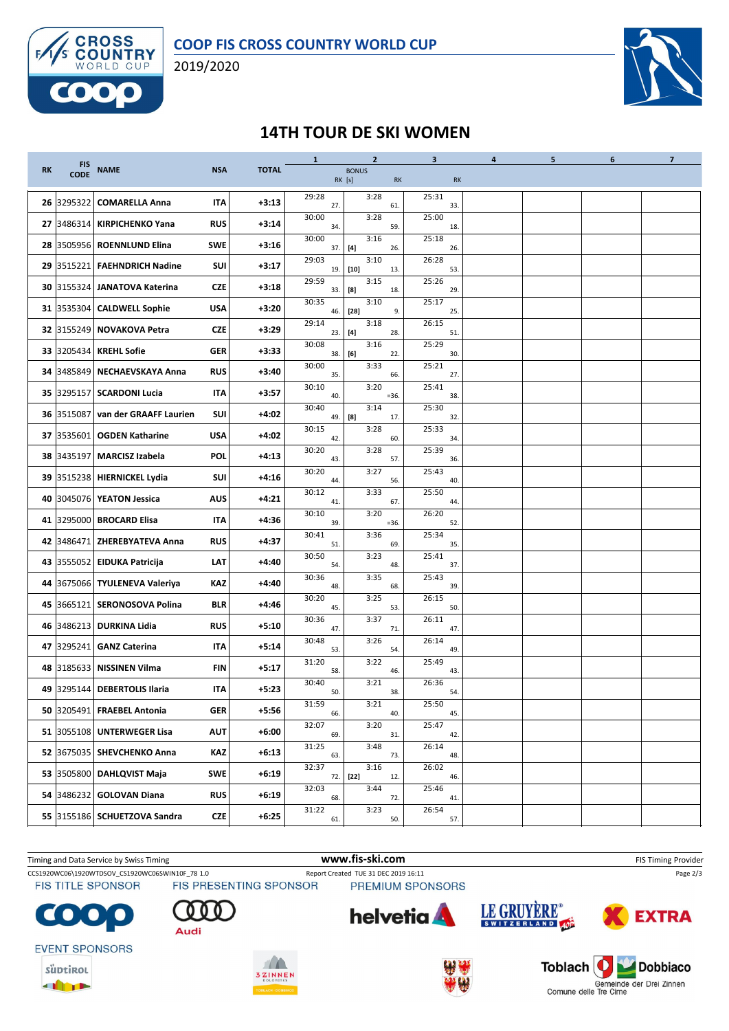# COOP FIS CROSS COUNTRY WORLD CUP

2019/2020

## 14TH TOUR DE SKI WOMEN

| RK | FIS CODE | NAME | NSA | TOTAL | 1 | 1 RK | 2 BONUS RK [s] | 2 | 2 RK | 3 | 3 RK | 4 | 5 | 6 | 7 |
|---|---|---|---|---|---|---|---|---|---|---|---|---|---|---|---|
| 26 | 3295322 | COMARELLA Anna | ITA | +3:13 | 29:28 | 27. | | 3:28 | 61. | 25:31 | 33. | | | | |
| 27 | 3486314 | KIRPICHENKO Yana | RUS | +3:14 | 30:00 | 34. | | 3:28 | 59. | 25:00 | 18. | | | | |
| 28 | 3505956 | ROENNLUND Elina | SWE | +3:16 | 30:00 | 37. | [4] | 3:16 | 26. | 25:18 | 26. | | | | |
| 29 | 3515221 | FAEHNDRICH Nadine | SUI | +3:17 | 29:03 | 19. | [10] | 3:10 | 13. | 26:28 | 53. | | | | |
| 30 | 3155324 | JANATOVA Katerina | CZE | +3:18 | 29:59 | 33. | [8] | 3:15 | 18. | 25:26 | 29. | | | | |
| 31 | 3535304 | CALDWELL Sophie | USA | +3:20 | 30:35 | 46. | [28] | 3:10 | 9. | 25:17 | 25. | | | | |
| 32 | 3155249 | NOVAKOVA Petra | CZE | +3:29 | 29:14 | 23. | [4] | 3:18 | 28. | 26:15 | 51. | | | | |
| 33 | 3205434 | KREHL Sofie | GER | +3:33 | 30:08 | 38. | [6] | 3:16 | 22. | 25:29 | 30. | | | | |
| 34 | 3485849 | NECHAEVSKAYA Anna | RUS | +3:40 | 30:00 | 35. | | 3:33 | 66. | 25:21 | 27. | | | | |
| 35 | 3295157 | SCARDONI Lucia | ITA | +3:57 | 30:10 | 40. | | 3:20 | =36. | 25:41 | 38. | | | | |
| 36 | 3515087 | van der GRAAFF Laurien | SUI | +4:02 | 30:40 | 49. | [8] | 3:14 | 17. | 25:30 | 32. | | | | |
| 37 | 3535601 | OGDEN Katharine | USA | +4:02 | 30:15 | 42. | | 3:28 | 60. | 25:33 | 34. | | | | |
| 38 | 3435197 | MARCISZ Izabela | POL | +4:13 | 30:20 | 43. | | 3:28 | 57. | 25:39 | 36. | | | | |
| 39 | 3515238 | HIERNICKEL Lydia | SUI | +4:16 | 30:20 | 44. | | 3:27 | 56. | 25:43 | 40. | | | | |
| 40 | 3045076 | YEATON Jessica | AUS | +4:21 | 30:12 | 41. | | 3:33 | 67. | 25:50 | 44. | | | | |
| 41 | 3295000 | BROCARD Elisa | ITA | +4:36 | 30:10 | 39. | | 3:20 | =36. | 26:20 | 52. | | | | |
| 42 | 3486471 | ZHEREBYATEVA Anna | RUS | +4:37 | 30:41 | 51. | | 3:36 | 69. | 25:34 | 35. | | | | |
| 43 | 3555052 | EIDUKA Patricija | LAT | +4:40 | 30:50 | 54. | | 3:23 | 48. | 25:41 | 37. | | | | |
| 44 | 3675066 | TYULENEVA Valeriya | KAZ | +4:40 | 30:36 | 48. | | 3:35 | 68. | 25:43 | 39. | | | | |
| 45 | 3665121 | SERONOSOVA Polina | BLR | +4:46 | 30:20 | 45. | | 3:25 | 53. | 26:15 | 50. | | | | |
| 46 | 3486213 | DURKINA Lidia | RUS | +5:10 | 30:36 | 47. | | 3:37 | 71. | 26:11 | 47. | | | | |
| 47 | 3295241 | GANZ Caterina | ITA | +5:14 | 30:48 | 53. | | 3:26 | 54. | 26:14 | 49. | | | | |
| 48 | 3185633 | NISSINEN Vilma | FIN | +5:17 | 31:20 | 58. | | 3:22 | 46. | 25:49 | 43. | | | | |
| 49 | 3295144 | DEBERTOLIS Ilaria | ITA | +5:23 | 30:40 | 50. | | 3:21 | 38. | 26:36 | 54. | | | | |
| 50 | 3205491 | FRAEBEL Antonia | GER | +5:56 | 31:59 | 66. | | 3:21 | 40. | 25:50 | 45. | | | | |
| 51 | 3055108 | UNTERWEGER Lisa | AUT | +6:00 | 32:07 | 69. | | 3:20 | 31. | 25:47 | 42. | | | | |
| 52 | 3675035 | SHEVCHENKO Anna | KAZ | +6:13 | 31:25 | 63. | | 3:48 | 73. | 26:14 | 48. | | | | |
| 53 | 3505800 | DAHLQVIST Maja | SWE | +6:19 | 32:37 | 72. | [22] | 3:16 | 12. | 26:02 | 46. | | | | |
| 54 | 3486232 | GOLOVAN Diana | RUS | +6:19 | 32:03 | 68. | | 3:44 | 72. | 25:46 | 41. | | | | |
| 55 | 3155186 | SCHUETZOVA Sandra | CZE | +6:25 | 31:22 | 61. | | 3:23 | 50. | 26:54 | 57. | | | | |

Timing and Data Service by Swiss Timing — www.fis-ski.com — FIS Timing Provider

CCS1920WC06\1920WTDSOV_CS1920WC06SWIN10F_78 1.0 — Report Created TUE 31 DEC 2019 16:11

FIS TITLE SPONSOR: COOP — FIS PRESENTING SPONSOR: Audi — PREMIUM SPONSORS: helvetia, LE GRUYÈRE SWITZERLAND AOP, EXTRA

EVENT SPONSORS: Südtirol, 3 Zinnen Dolomites, Toblach Dobbiaco — Gemeinde der Drei Zinnen — Comune delle Tre Cime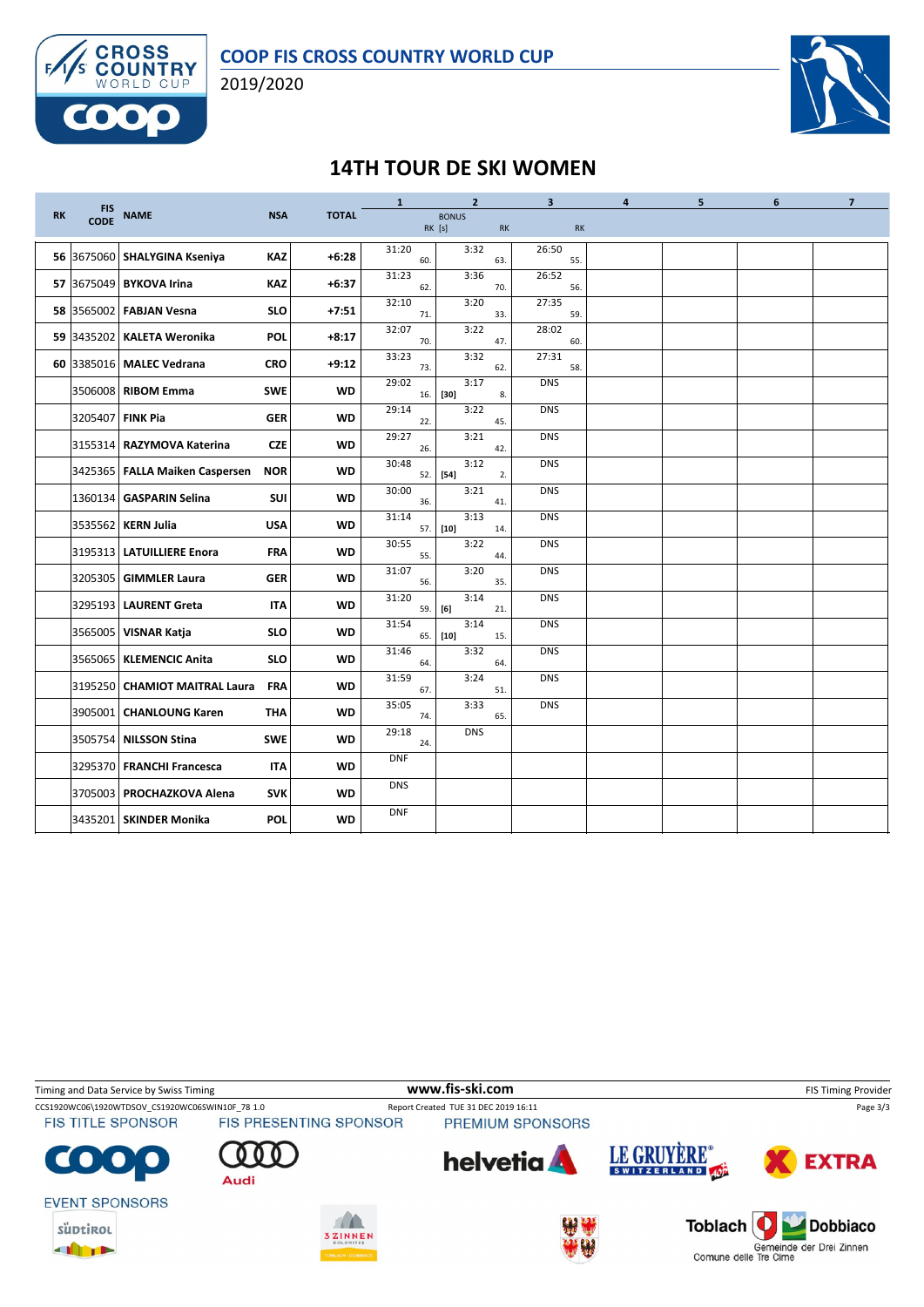# COOP FIS CROSS COUNTRY WORLD CUP

2019/2020

## 14TH TOUR DE SKI WOMEN

| RK | FIS CODE | NAME | NSA | TOTAL | 1 | | 2 BONUS | | | 3 | | 4 | 5 | 6 | 7 |
|---|---|---|---|---|---|---|---|---|---|---|---|---|---|---|---|
| | | | | | | | | RK [s] | RK | | RK | | | | |
| 56 | 3675060 | SHALYGINA Kseniya | KAZ | +6:28 | 31:20 | 60. | 3:32 | | 63. | 26:50 | 55. | | | | |
| 57 | 3675049 | BYKOVA Irina | KAZ | +6:37 | 31:23 | 62. | 3:36 | | 70. | 26:52 | 56. | | | | |
| 58 | 3565002 | FABJAN Vesna | SLO | +7:51 | 32:10 | 71. | 3:20 | | 33. | 27:35 | 59. | | | | |
| 59 | 3435202 | KALETA Weronika | POL | +8:17 | 32:07 | 70. | 3:22 | | 47. | 28:02 | 60. | | | | |
| 60 | 3385016 | MALEC Vedrana | CRO | +9:12 | 33:23 | 73. | 3:32 | | 62. | 27:31 | 58. | | | | |
| | 3506008 | RIBOM Emma | SWE | WD | 29:02 | 16. | 3:17 | [30] | 8. | DNS | | | | | |
| | 3205407 | FINK Pia | GER | WD | 29:14 | 22. | 3:22 | | 45. | DNS | | | | | |
| | 3155314 | RAZYMOVA Katerina | CZE | WD | 29:27 | 26. | 3:21 | | 42. | DNS | | | | | |
| | 3425365 | FALLA Maiken Caspersen | NOR | WD | 30:48 | 52. | 3:12 | [54] | 2. | DNS | | | | | |
| | 1360134 | GASPARIN Selina | SUI | WD | 30:00 | 36. | 3:21 | | 41. | DNS | | | | | |
| | 3535562 | KERN Julia | USA | WD | 31:14 | 57. | 3:13 | [10] | 14. | DNS | | | | | |
| | 3195313 | LATUILLIERE Enora | FRA | WD | 30:55 | 55. | 3:22 | | 44. | DNS | | | | | |
| | 3205305 | GIMMLER Laura | GER | WD | 31:07 | 56. | 3:20 | | 35. | DNS | | | | | |
| | 3295193 | LAURENT Greta | ITA | WD | 31:20 | 59. | 3:14 | [6] | 21. | DNS | | | | | |
| | 3565005 | VISNAR Katja | SLO | WD | 31:54 | 65. | 3:14 | [10] | 15. | DNS | | | | | |
| | 3565065 | KLEMENCIC Anita | SLO | WD | 31:46 | 64. | 3:32 | | 64. | DNS | | | | | |
| | 3195250 | CHAMIOT MAITRAL Laura | FRA | WD | 31:59 | 67. | 3:24 | | 51. | DNS | | | | | |
| | 3905001 | CHANLOUNG Karen | THA | WD | 35:05 | 74. | 3:33 | | 65. | DNS | | | | | |
| | 3505754 | NILSSON Stina | SWE | WD | 29:18 | 24. | DNS | | | | | | | | |
| | 3295370 | FRANCHI Francesca | ITA | WD | DNF | | | | | | | | | | |
| | 3705003 | PROCHAZKOVA Alena | SVK | WD | DNS | | | | | | | | | | |
| | 3435201 | SKINDER Monika | POL | WD | DNF | | | | | | | | | | |

Timing and Data Service by Swiss Timing | www.fis-ski.com | FIS Timing Provider

CCS1920WC06\1920WTDSOV_CS1920WC06SWIN10F_78 1.0 | Report Created TUE 31 DEC 2019 16:11

FIS TITLE SPONSOR: COOP | FIS PRESENTING SPONSOR: Audi | PREMIUM SPONSORS: helvetia, LE GRUYÈRE SWITZERLAND AOP, EXTRA

EVENT SPONSORS: Südtirol, 3 Zinnen Dolomites, Toblach Dobbiaco Gemeinde der Drei Zinnen Comune delle Tre Cime